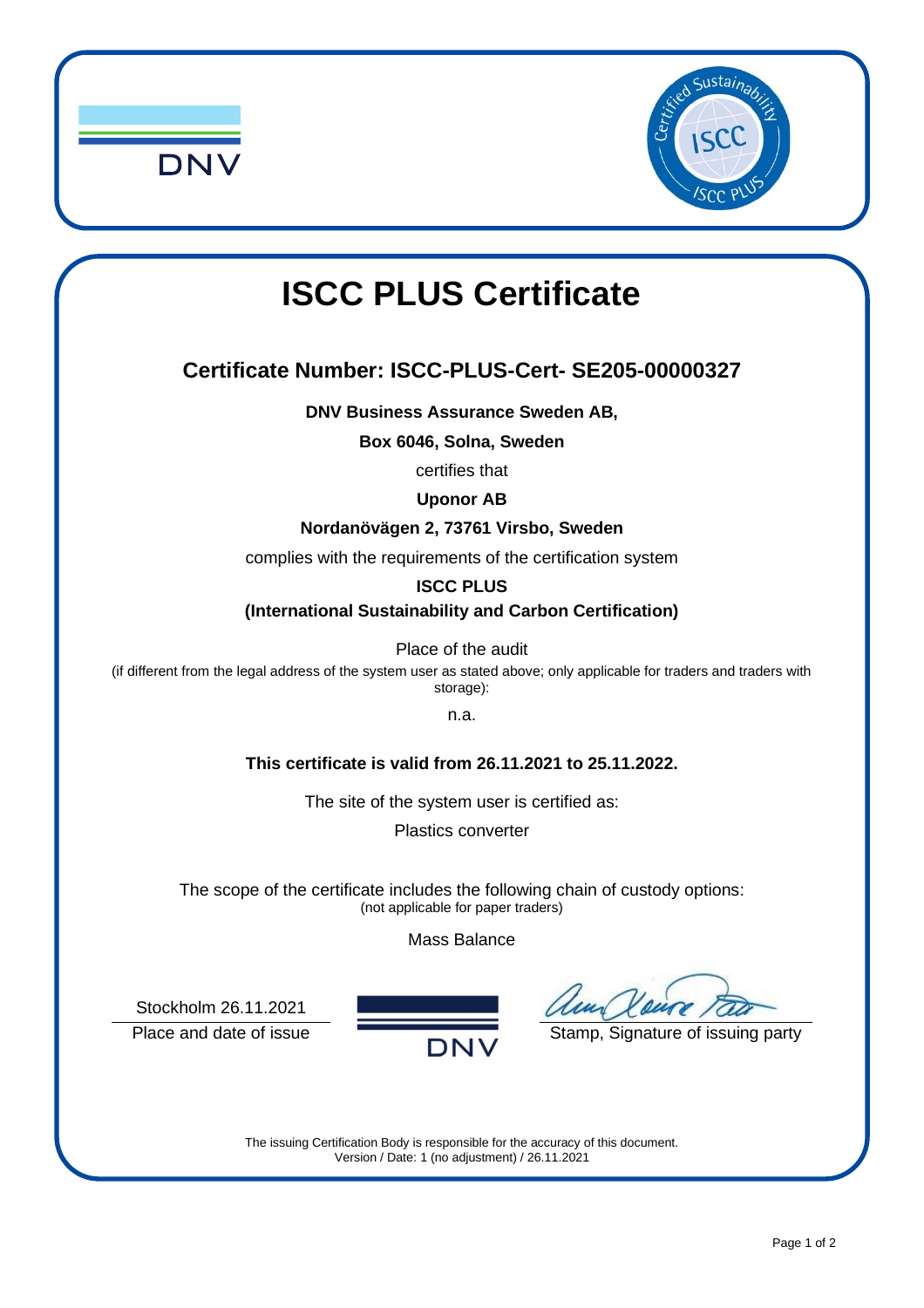# ISCC PLUS Certificate

## Certificate Number: ISCC-PLUS-Cert- SE205-00000327

**DNV Business Assurance Sweden AB,**

**Box 6046, Solna, Sweden**

certifies that

**Uponor AB**

**Nordanövägen 2, 73761 Virsbo, Sweden**

complies with the requirements of the certification system

**ISCC PLUS**

**(International Sustainability and Carbon Certification)**

Place of the audit

(if different from the legal address of the system user as stated above; only applicable for traders and traders with storage):

n.a.

**This certificate is valid from 26.11.2021 to 25.11.2022.**

The site of the system user is certified as:

Plastics converter

The scope of the certificate includes the following chain of custody options:
(not applicable for paper traders)

Mass Balance

Stockholm 26.11.2021

Place and date of issue

Stamp, Signature of issuing party

The issuing Certification Body is responsible for the accuracy of this document.
Version / Date: 1 (no adjustment) / 26.11.2021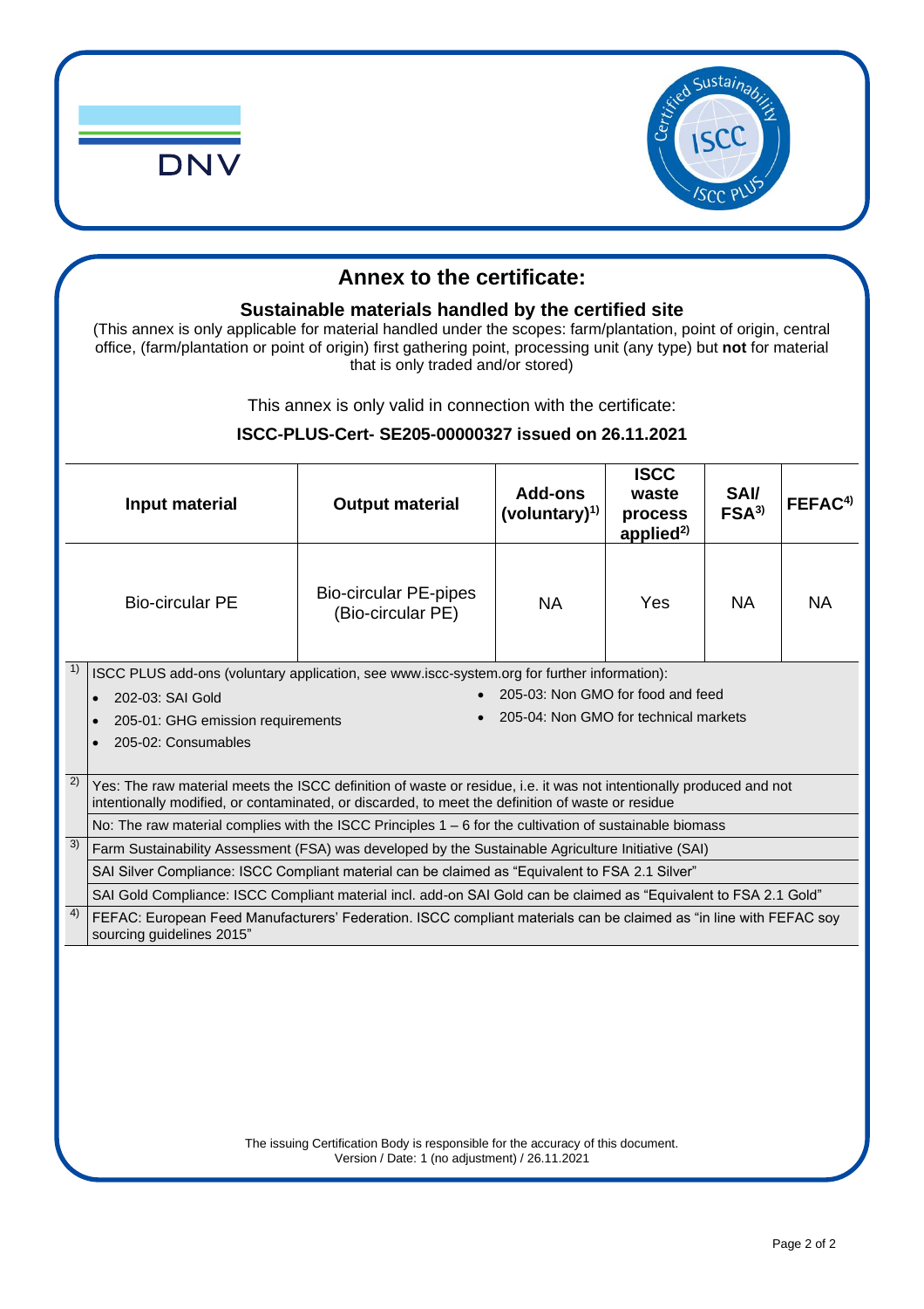DNV

# Annex to the certificate:

## Sustainable materials handled by the certified site

(This annex is only applicable for material handled under the scopes: farm/plantation, point of origin, central office, (farm/plantation or point of origin) first gathering point, processing unit (any type) but **not** for material that is only traded and/or stored)

This annex is only valid in connection with the certificate:

**ISCC-PLUS-Cert- SE205-00000327 issued on 26.11.2021**

| Input material | Output material | Add-ons (voluntary)[1] | ISCC waste process applied[2] | SAI/ FSA[3] | FEFAC[4] |
|---|---|---|---|---|---|
| Bio-circular PE | Bio-circular PE-pipes (Bio-circular PE) | NA | Yes | NA | NA |

1) ISCC PLUS add-ons (voluntary application, see www.iscc-system.org for further information):

- 202-03: SAI Gold
- 205-01: GHG emission requirements
- 205-02: Consumables
- 205-03: Non GMO for food and feed
- 205-04: Non GMO for technical markets

2) Yes: The raw material meets the ISCC definition of waste or residue, i.e. it was not intentionally produced and not intentionally modified, or contaminated, or discarded, to meet the definition of waste or residue

No: The raw material complies with the ISCC Principles 1 – 6 for the cultivation of sustainable biomass

3) Farm Sustainability Assessment (FSA) was developed by the Sustainable Agriculture Initiative (SAI)

SAI Silver Compliance: ISCC Compliant material can be claimed as "Equivalent to FSA 2.1 Silver"

SAI Gold Compliance: ISCC Compliant material incl. add-on SAI Gold can be claimed as "Equivalent to FSA 2.1 Gold"

4) FEFAC: European Feed Manufacturers' Federation. ISCC compliant materials can be claimed as "in line with FEFAC soy sourcing guidelines 2015"

The issuing Certification Body is responsible for the accuracy of this document.
Version / Date: 1 (no adjustment) / 26.11.2021